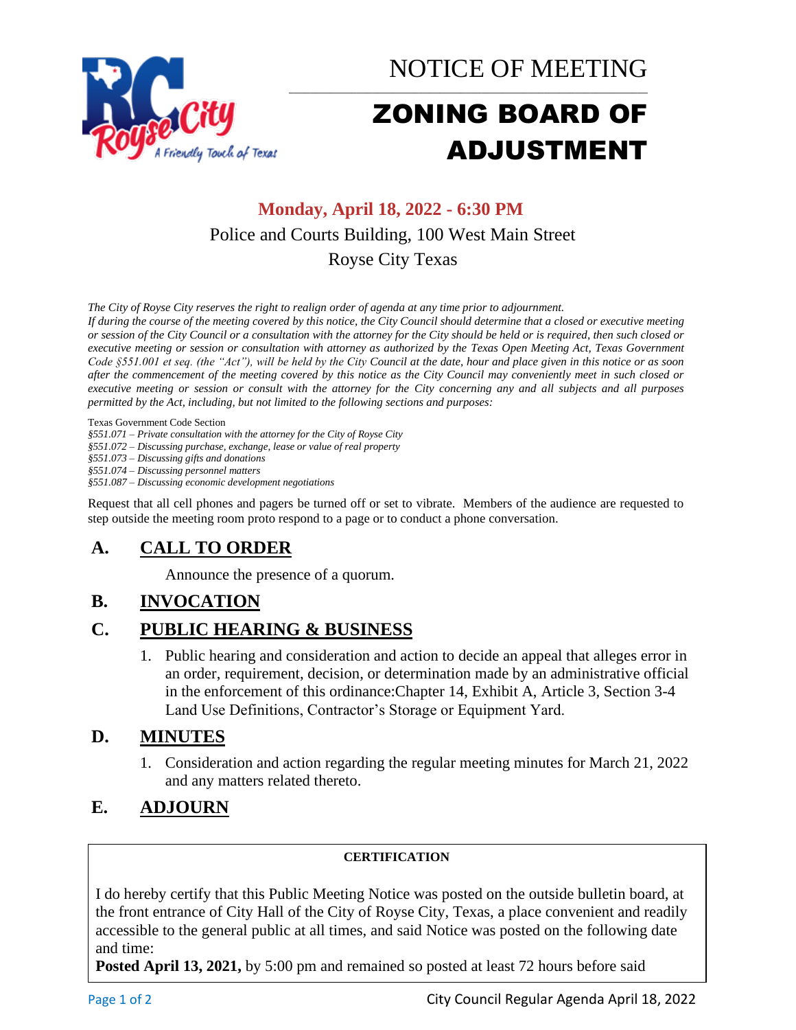# NOTICE OF MEETING

# ZONING BOARD OF ADJUSTMENT

**Monday, April 18, 2022 - 6:30 PM**

Police and Courts Building, 100 West Main Street

Royse City Texas

*The City of Royse City reserves the right to realign order of agenda at any time prior to adjournment.*

*If during the course of the meeting covered by this notice, the City Council should determine that a closed or executive meeting or session of the City Council or a consultation with the attorney for the City should be held or is required, then such closed or executive meeting or session or consultation with attorney as authorized by the Texas Open Meeting Act, Texas Government Code §551.001 et seq. (the "Act"), will be held by the City Council at the date, hour and place given in this notice or as soon after the commencement of the meeting covered by this notice as the City Council may conveniently meet in such closed or executive meeting or session or consult with the attorney for the City concerning any and all subjects and purposes permitted by the Act, including, but not limited to the following sections and purposes:*

Texas Government Code Section

*§551.071 – Private consultation with the attorney for the City of Royse City*
*§551.072 – Discussing purchase, exchange, lease or value of real property*
*§551.073 – Discussing gifts and donations*
*§551.074 – Discussing personnel matters*
*§551.087 – Discussing economic development negotiations*

Request that all cell phones and pagers be turned off or set to vibrate. Members of the audience are requested to step outside the meeting room proto respond to a page or to conduct a phone conversation.

## A. CALL TO ORDER

Announce the presence of a quorum.

## B. INVOCATION

## C. PUBLIC HEARING & BUSINESS

1. Public hearing and consideration and action to decide an appeal that alleges error in an order, requirement, decision, or determination made by an administrative official in the enforcement of this ordinance:Chapter 14, Exhibit A, Article 3, Section 3-4 Land Use Definitions, Contractor's Storage or Equipment Yard.

## D. MINUTES

1. Consideration and action regarding the regular meeting minutes for March 21, 2022 and any matters related thereto.

## E. ADJOURN

**CERTIFICATION**

I do hereby certify that this Public Meeting Notice was posted on the outside bulletin board, at the front entrance of City Hall of the City of Royse City, Texas, a place convenient and readily accessible to the general public at all times, and said Notice was posted on the following date and time:

**Posted April 13, 2021,** by 5:00 pm and remained so posted at least 72 hours before said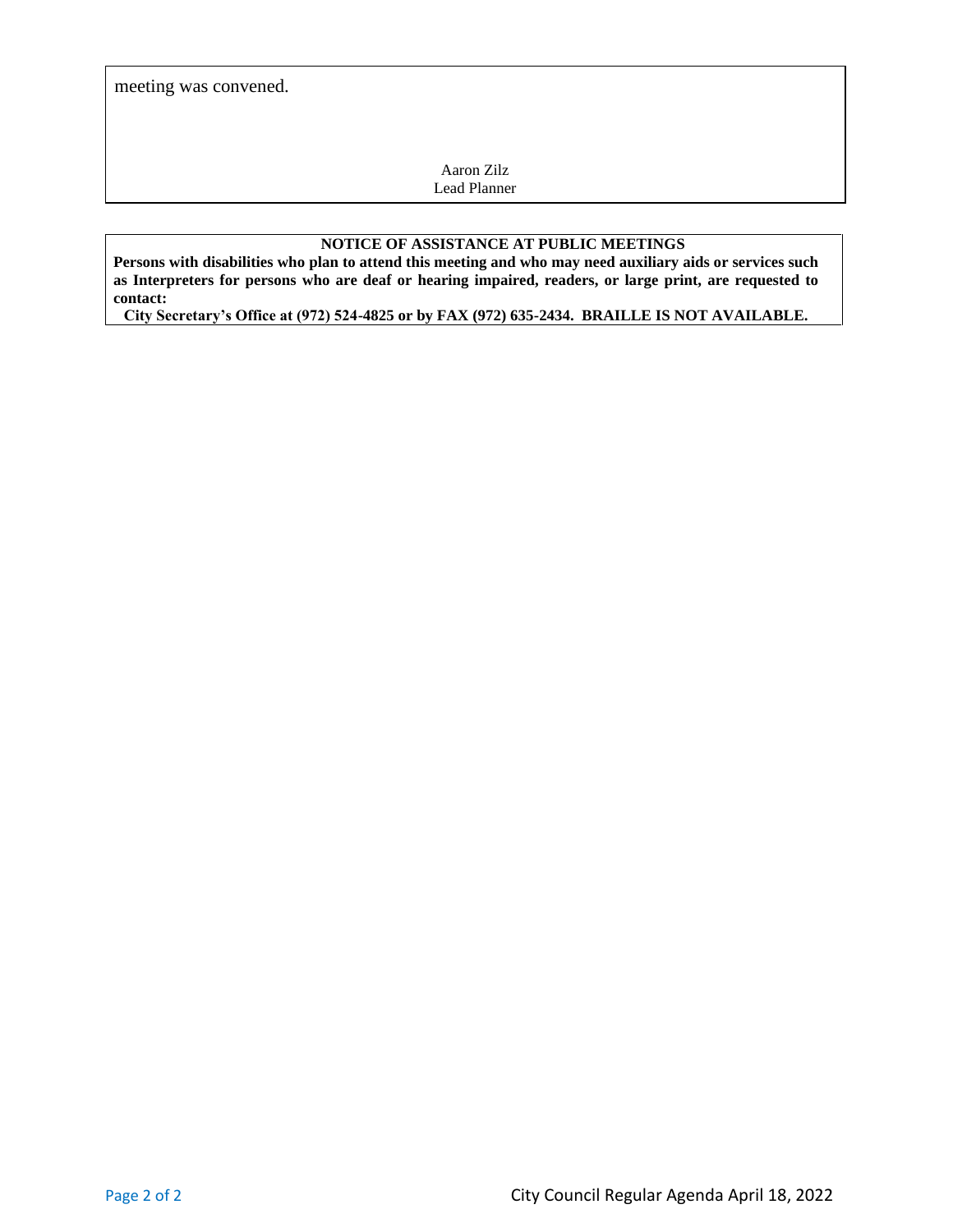meeting was convened.

Aaron Zilz
Lead Planner

**NOTICE OF ASSISTANCE AT PUBLIC MEETINGS**

**Persons with disabilities who plan to attend this meeting and who may need auxiliary aids or services such as Interpreters for persons who are deaf or hearing impaired, readers, or large print, are requested to contact:**

**City Secretary's Office at (972) 524-4825 or by FAX (972) 635-2434. BRAILLE IS NOT AVAILABLE.**